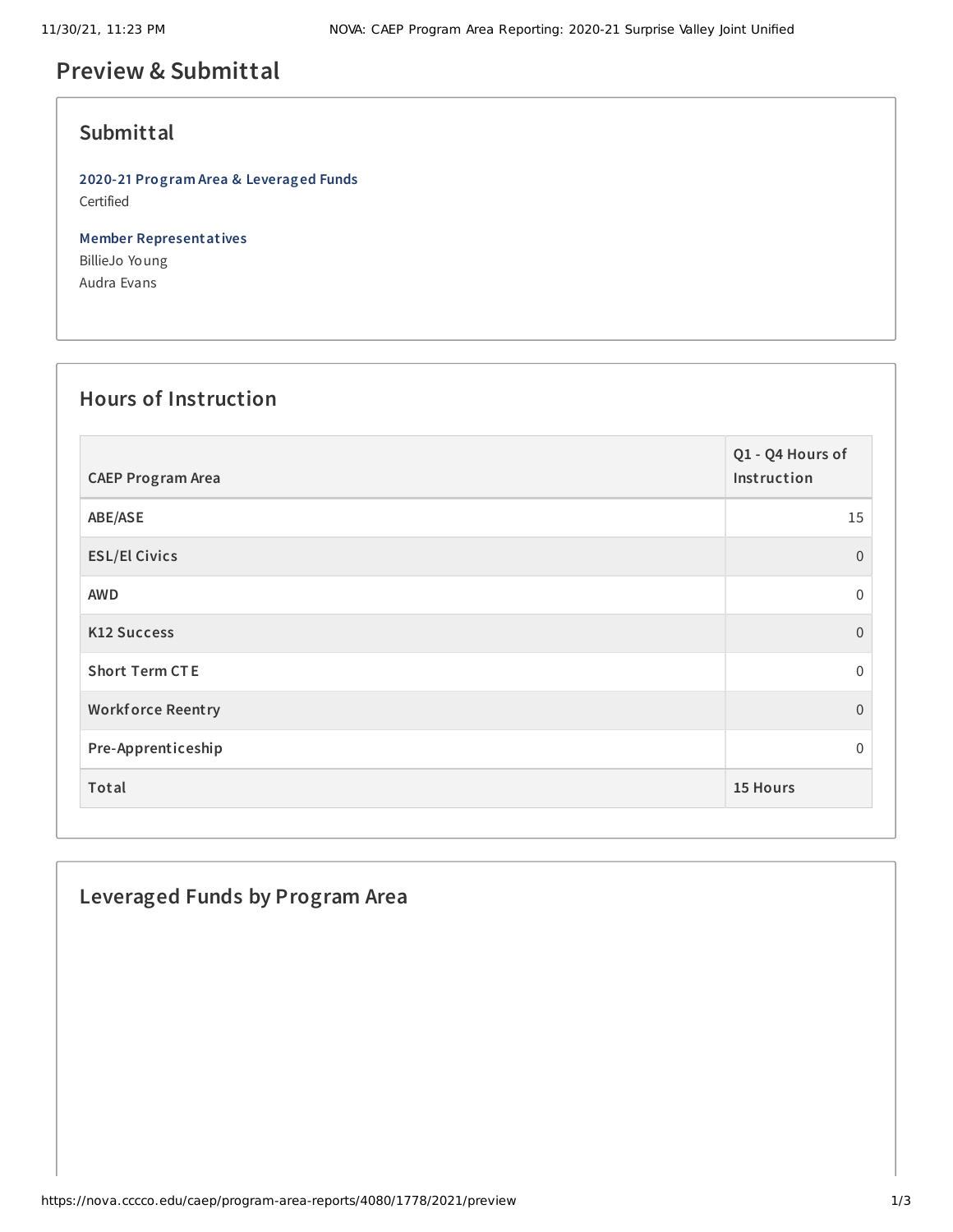# Preview & Submittal

## Submittal

**2020-21 Program Area & Leveraged Funds**
Certified

**Member Representatives**
BillieJo Young
Audra Evans

## Hours of Instruction

| CAEP Program Area | Q1 - Q4 Hours of Instruction |
|---|---|
| ABE/ASE | 15 |
| ESL/El Civics | 0 |
| AWD | 0 |
| K12 Success | 0 |
| Short Term CTE | 0 |
| Workforce Reentry | 0 |
| Pre-Apprenticeship | 0 |
| **Total** | **15 Hours** |

## Leveraged Funds by Program Area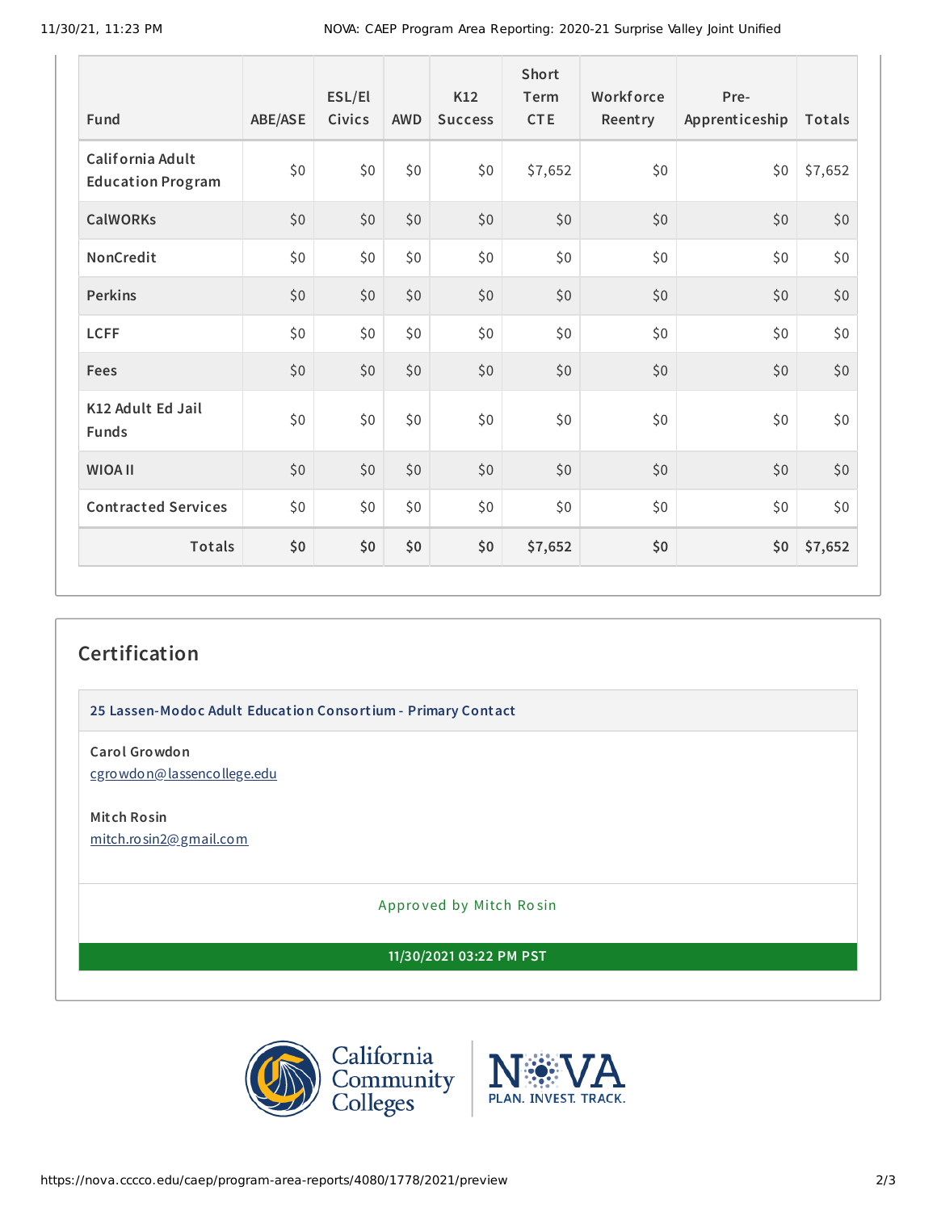| Fund | ABE/ASE | ESL/El Civics | AWD | K12 Success | Short Term CTE | Workforce Reentry | Pre-Apprenticeship | Totals |
|---|---|---|---|---|---|---|---|---|
| California Adult Education Program | $0 | $0 | $0 | $0 | $7,652 | $0 | $0 | $7,652 |
| CalWORKs | $0 | $0 | $0 | $0 | $0 | $0 | $0 | $0 |
| NonCredit | $0 | $0 | $0 | $0 | $0 | $0 | $0 | $0 |
| Perkins | $0 | $0 | $0 | $0 | $0 | $0 | $0 | $0 |
| LCFF | $0 | $0 | $0 | $0 | $0 | $0 | $0 | $0 |
| Fees | $0 | $0 | $0 | $0 | $0 | $0 | $0 | $0 |
| K12 Adult Ed Jail Funds | $0 | $0 | $0 | $0 | $0 | $0 | $0 | $0 |
| WIOA II | $0 | $0 | $0 | $0 | $0 | $0 | $0 | $0 |
| Contracted Services | $0 | $0 | $0 | $0 | $0 | $0 | $0 | $0 |
| **Totals** | **$0** | **$0** | **$0** | **$0** | **$7,652** | **$0** | **$0** | **$7,652** |

## Certification

**25 Lassen-Modoc Adult Education Consortium - Primary Contact**

**Carol Growdon**
cgrowdon@lassencollege.edu

**Mitch Rosin**
mitch.rosin2@gmail.com

Approved by Mitch Rosin

**11/30/2021 03:22 PM PST**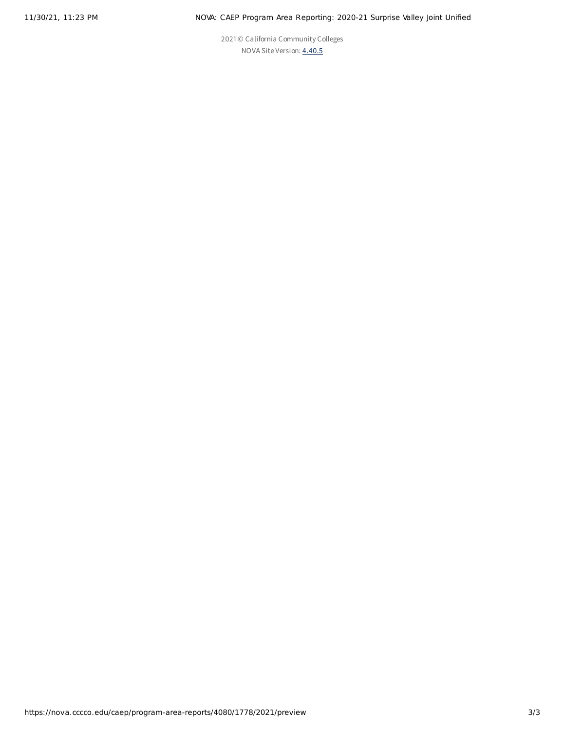2021 © California Community Colleges
NOVA Site Version: 4.40.5